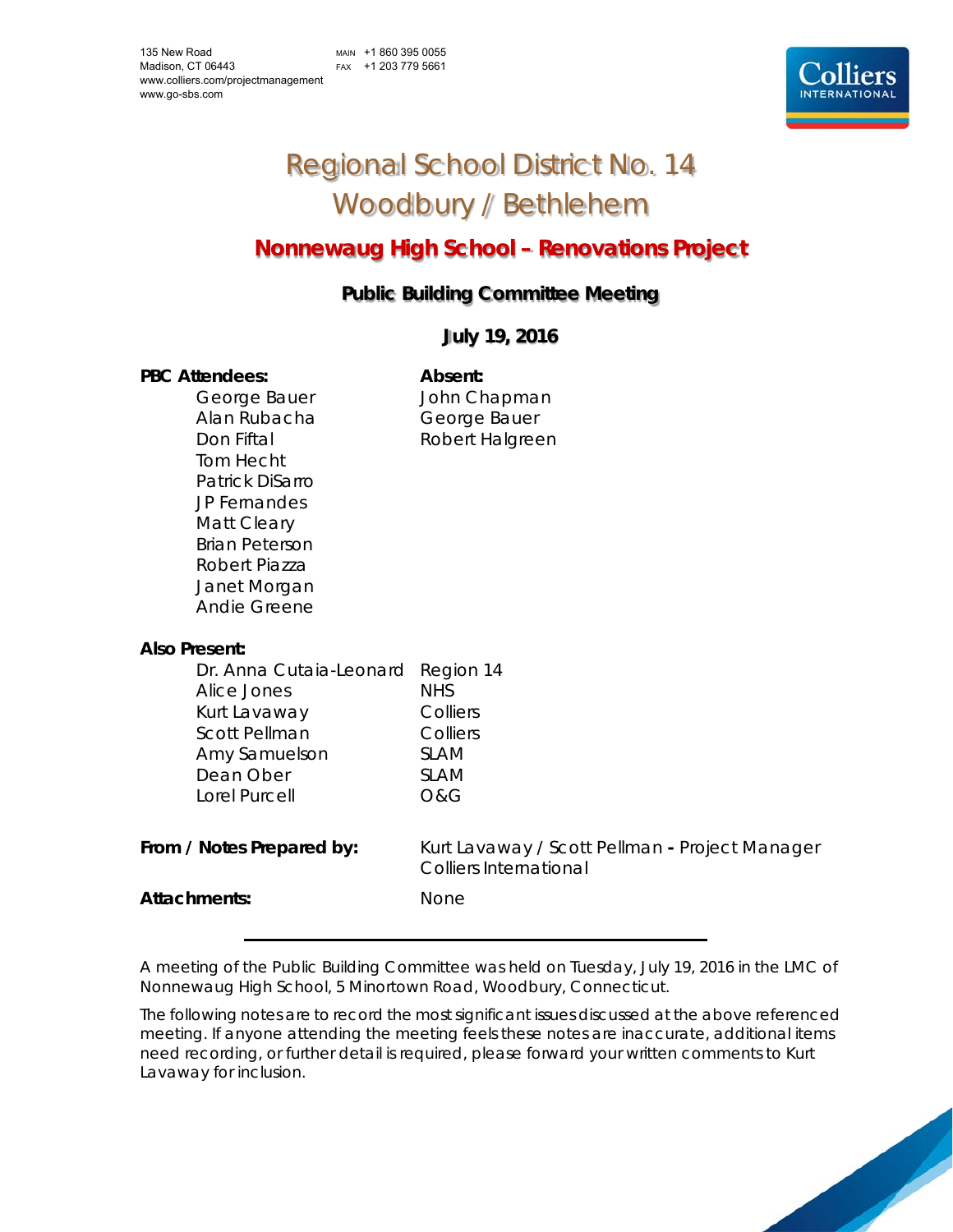135 New Road
Madison, CT 06443
www.colliers.com/projectmanagement
www.go-sbs.com

MAIN +1 860 395 0055
FAX +1 203 779 5661

# Regional School District No. 14
# Woodbury / Bethlehem

## Nonnewaug High School – Renovations Project

### Public Building Committee Meeting

### July 19, 2016

| **PBC Attendees:** | **Absent:** |
|---|---|
| George Bauer | John Chapman |
| Alan Rubacha | George Bauer |
| Don Fiftal | Robert Halgreen |
| Tom Hecht | |
| Patrick DiSarro | |
| JP Fernandes | |
| Matt Cleary | |
| Brian Peterson | |
| Robert Piazza | |
| Janet Morgan | |
| Andie Greene | |

**Also Present:**

| | |
|---|---|
| Dr. Anna Cutaia-Leonard | Region 14 |
| Alice Jones | NHS |
| Kurt Lavaway | Colliers |
| Scott Pellman | Colliers |
| Amy Samuelson | SLAM |
| Dean Ober | SLAM |
| Lorel Purcell | O&G |

**From / Notes Prepared by:** Kurt Lavaway / Scott Pellman **-** Project Manager Colliers International

**Attachments:** None

---

A meeting of the Public Building Committee was held on Tuesday, July 19, 2016 in the LMC of Nonnewaug High School, 5 Minortown Road, Woodbury, Connecticut.

The following notes are to record the most significant issues discussed at the above referenced meeting. If anyone attending the meeting feels these notes are inaccurate, additional items need recording, or further detail is required, please forward your written comments to Kurt Lavaway for inclusion.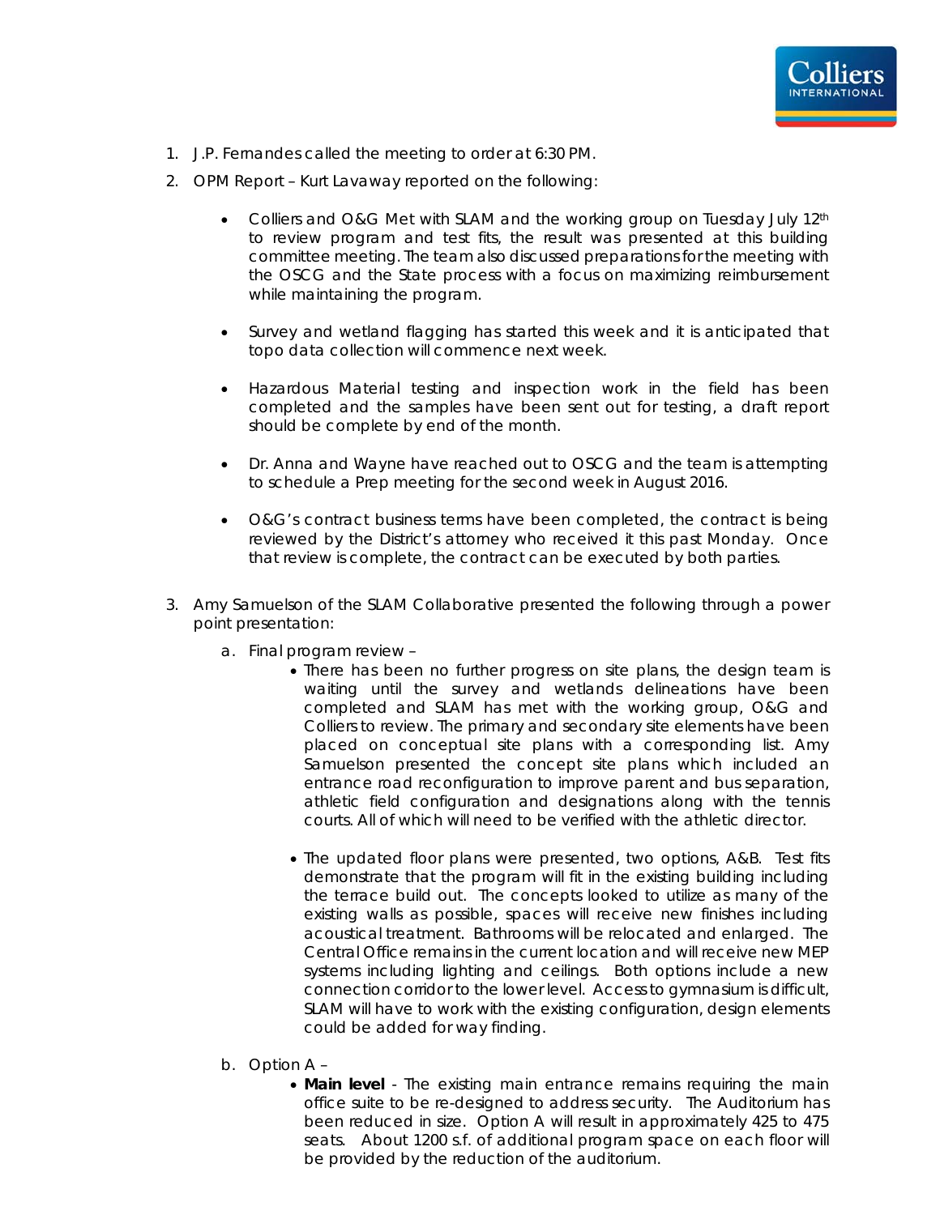1. J.P. Fernandes called the meeting to order at 6:30 PM.
2. OPM Report – Kurt Lavaway reported on the following:

   - Colliers and O&G Met with SLAM and the working group on Tuesday July 12th to review program and test fits, the result was presented at this building committee meeting. The team also discussed preparations for the meeting with the OSCG and the State process with a focus on maximizing reimbursement while maintaining the program.

   - Survey and wetland flagging has started this week and it is anticipated that topo data collection will commence next week.

   - Hazardous Material testing and inspection work in the field has been completed and the samples have been sent out for testing, a draft report should be complete by end of the month.

   - Dr. Anna and Wayne have reached out to OSCG and the team is attempting to schedule a Prep meeting for the second week in August 2016.

   - O&G's contract business terms have been completed, the contract is being reviewed by the District's attorney who received it this past Monday. Once that review is complete, the contract can be executed by both parties.

3. Amy Samuelson of the SLAM Collaborative presented the following through a power point presentation:

   a. Final program review –

      - There has been no further progress on site plans, the design team is waiting until the survey and wetlands delineations have been completed and SLAM has met with the working group, O&G and Colliers to review. The primary and secondary site elements have been placed on conceptual site plans with a corresponding list. Amy Samuelson presented the concept site plans which included an entrance road reconfiguration to improve parent and bus separation, athletic field configuration and designations along with the tennis courts. All of which will need to be verified with the athletic director.

      - The updated floor plans were presented, two options, A&B. Test fits demonstrate that the program will fit in the existing building including the terrace build out. The concepts looked to utilize as many of the existing walls as possible, spaces will receive new finishes including acoustical treatment. Bathrooms will be relocated and enlarged. The Central Office remains in the current location and will receive new MEP systems including lighting and ceilings. Both options include a new connection corridor to the lower level. Access to gymnasium is difficult, SLAM will have to work with the existing configuration, design elements could be added for way finding.

   b. Option A –

      - **Main level** - The existing main entrance remains requiring the main office suite to be re-designed to address security. The Auditorium has been reduced in size. Option A will result in approximately 425 to 475 seats. About 1200 s.f. of additional program space on each floor will be provided by the reduction of the auditorium.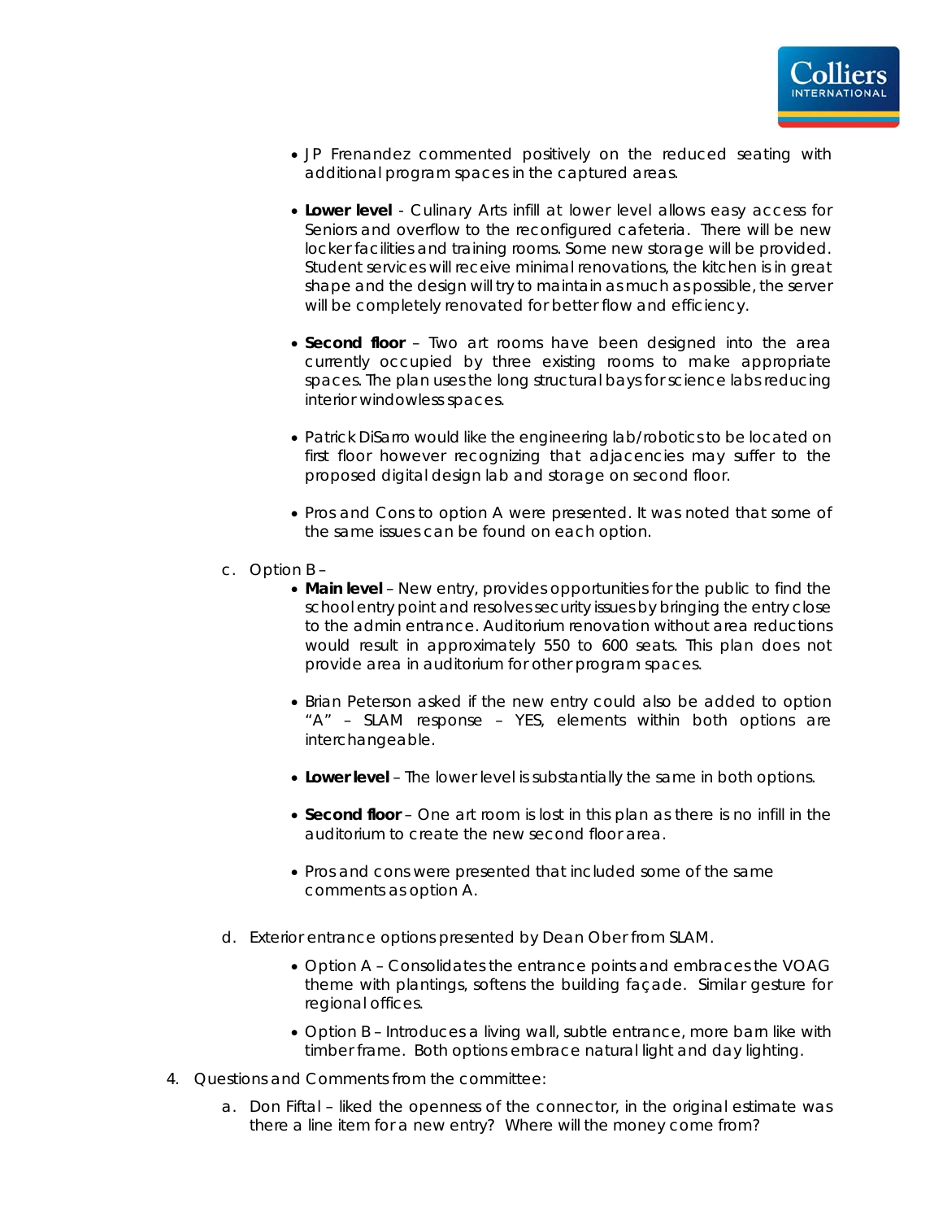- JP Frenandez commented positively on the reduced seating with additional program spaces in the captured areas.

- **Lower level** - Culinary Arts infill at lower level allows easy access for Seniors and overflow to the reconfigured cafeteria. There will be new locker facilities and training rooms. Some new storage will be provided. Student services will receive minimal renovations, the kitchen is in great shape and the design will try to maintain as much as possible, the server will be completely renovated for better flow and efficiency.

- **Second floor** – Two art rooms have been designed into the area currently occupied by three existing rooms to make appropriate spaces. The plan uses the long structural bays for science labs reducing interior windowless spaces.

- Patrick DiSarro would like the engineering lab/robotics to be located on first floor however recognizing that adjacencies may suffer to the proposed digital design lab and storage on second floor.

- Pros and Cons to option A were presented. It was noted that some of the same issues can be found on each option.

c. Option B –

- **Main level** – New entry, provides opportunities for the public to find the school entry point and resolves security issues by bringing the entry close to the admin entrance. Auditorium renovation without area reductions would result in approximately 550 to 600 seats. This plan does not provide area in auditorium for other program spaces.

- Brian Peterson asked if the new entry could also be added to option "A" – SLAM response – YES, elements within both options are interchangeable.

- **Lower level** – The lower level is substantially the same in both options.

- **Second floor** – One art room is lost in this plan as there is no infill in the auditorium to create the new second floor area.

- Pros and cons were presented that included some of the same comments as option A.

d. Exterior entrance options presented by Dean Ober from SLAM.

- Option A – Consolidates the entrance points and embraces the VOAG theme with plantings, softens the building façade. Similar gesture for regional offices.

- Option B – Introduces a living wall, subtle entrance, more barn like with timber frame. Both options embrace natural light and day lighting.

4. Questions and Comments from the committee:

a. Don Fiftal – liked the openness of the connector, in the original estimate was there a line item for a new entry? Where will the money come from?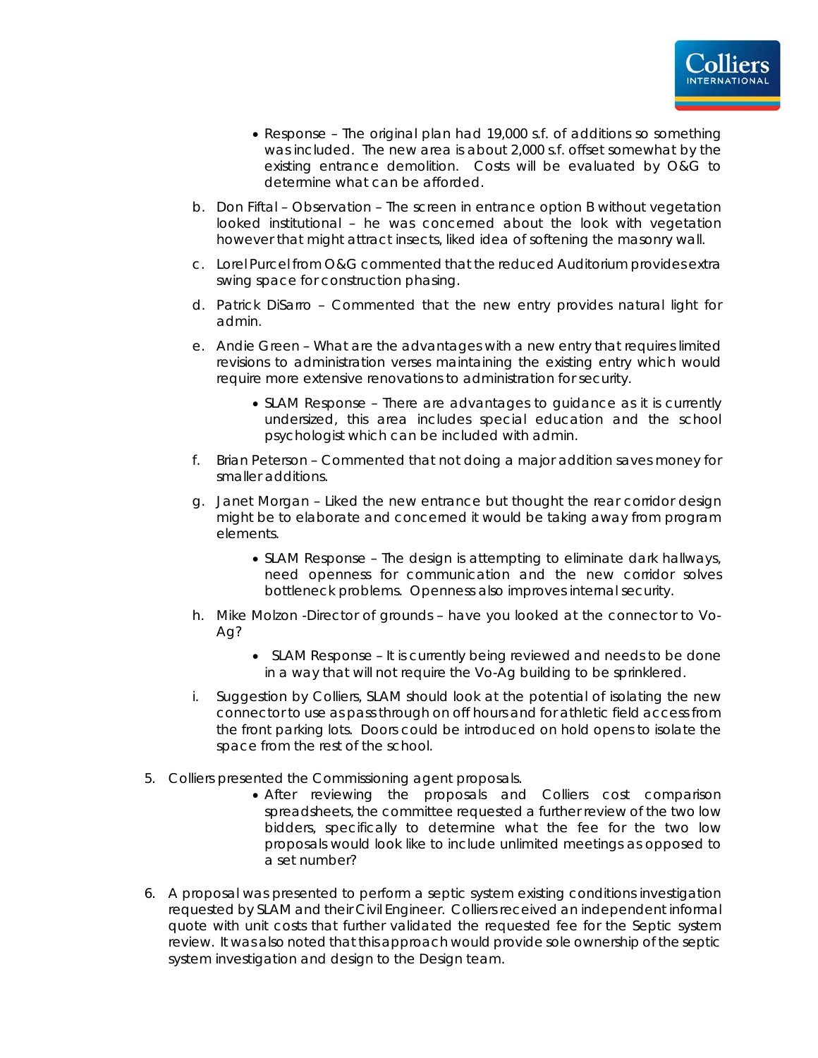- Response – The original plan had 19,000 s.f. of additions so something was included. The new area is about 2,000 s.f. offset somewhat by the existing entrance demolition. Costs will be evaluated by O&G to determine what can be afforded.

b. Don Fiftal – Observation – The screen in entrance option B without vegetation looked institutional – he was concerned about the look with vegetation however that might attract insects, liked idea of softening the masonry wall.

c. Lorel Purcel from O&G commented that the reduced Auditorium provides extra swing space for construction phasing.

d. Patrick DiSarro – Commented that the new entry provides natural light for admin.

e. Andie Green – What are the advantages with a new entry that requires limited revisions to administration verses maintaining the existing entry which would require more extensive renovations to administration for security.

   - SLAM Response – There are advantages to guidance as it is currently undersized, this area includes special education and the school psychologist which can be included with admin.

f. Brian Peterson – Commented that not doing a major addition saves money for smaller additions.

g. Janet Morgan – Liked the new entrance but thought the rear corridor design might be to elaborate and concerned it would be taking away from program elements.

   - SLAM Response – The design is attempting to eliminate dark hallways, need openness for communication and the new corridor solves bottleneck problems. Openness also improves internal security.

h. Mike Molzon -Director of grounds – have you looked at the connector to Vo-Ag?

   - SLAM Response – It is currently being reviewed and needs to be done in a way that will not require the Vo-Ag building to be sprinklered.

i. Suggestion by Colliers, SLAM should look at the potential of isolating the new connector to use as pass through on off hours and for athletic field access from the front parking lots. Doors could be introduced on hold opens to isolate the space from the rest of the school.

5. Colliers presented the Commissioning agent proposals.
   - After reviewing the proposals and Colliers cost comparison spreadsheets, the committee requested a further review of the two low bidders, specifically to determine what the fee for the two low proposals would look like to include unlimited meetings as opposed to a set number?

6. A proposal was presented to perform a septic system existing conditions investigation requested by SLAM and their Civil Engineer. Colliers received an independent informal quote with unit costs that further validated the requested fee for the Septic system review. It was also noted that this approach would provide sole ownership of the septic system investigation and design to the Design team.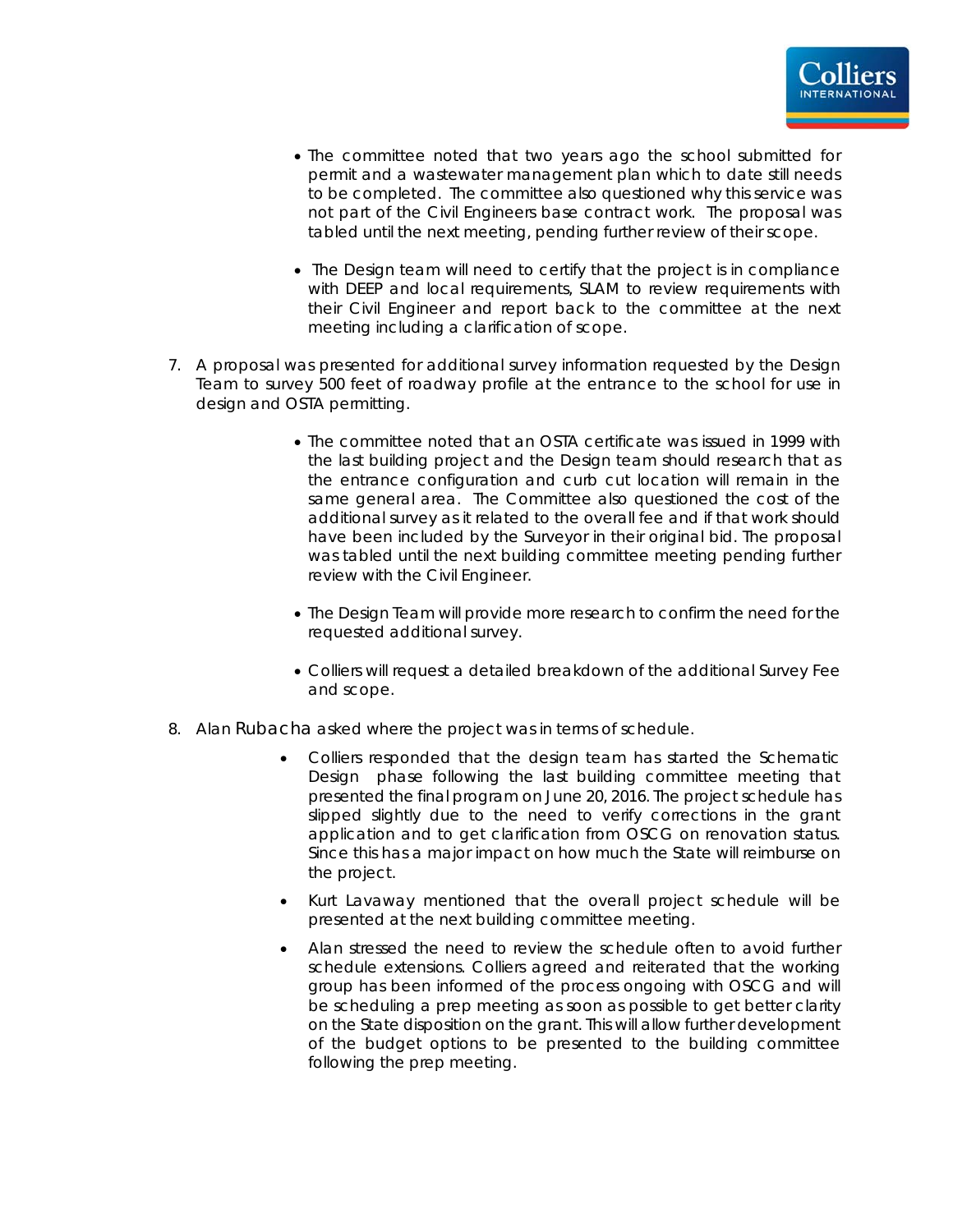- The committee noted that two years ago the school submitted for permit and a wastewater management plan which to date still needs to be completed. The committee also questioned why this service was not part of the Civil Engineers base contract work. The proposal was tabled until the next meeting, pending further review of their scope.

- The Design team will need to certify that the project is in compliance with DEEP and local requirements, SLAM to review requirements with their Civil Engineer and report back to the committee at the next meeting including a clarification of scope.

7. A proposal was presented for additional survey information requested by the Design Team to survey 500 feet of roadway profile at the entrance to the school for use in design and OSTA permitting.

   - The committee noted that an OSTA certificate was issued in 1999 with the last building project and the Design team should research that as the entrance configuration and curb cut location will remain in the same general area. The Committee also questioned the cost of the additional survey as it related to the overall fee and if that work should have been included by the Surveyor in their original bid. The proposal was tabled until the next building committee meeting pending further review with the Civil Engineer.

   - The Design Team will provide more research to confirm the need for the requested additional survey.

   - Colliers will request a detailed breakdown of the additional Survey Fee and scope.

8. Alan Rubacha asked where the project was in terms of schedule.

   - Colliers responded that the design team has started the Schematic Design phase following the last building committee meeting that presented the final program on June 20, 2016. The project schedule has slipped slightly due to the need to verify corrections in the grant application and to get clarification from OSCG on renovation status. Since this has a major impact on how much the State will reimburse on the project.
   - Kurt Lavaway mentioned that the overall project schedule will be presented at the next building committee meeting.
   - Alan stressed the need to review the schedule often to avoid further schedule extensions. Colliers agreed and reiterated that the working group has been informed of the process ongoing with OSCG and will be scheduling a prep meeting as soon as possible to get better clarity on the State disposition on the grant. This will allow further development of the budget options to be presented to the building committee following the prep meeting.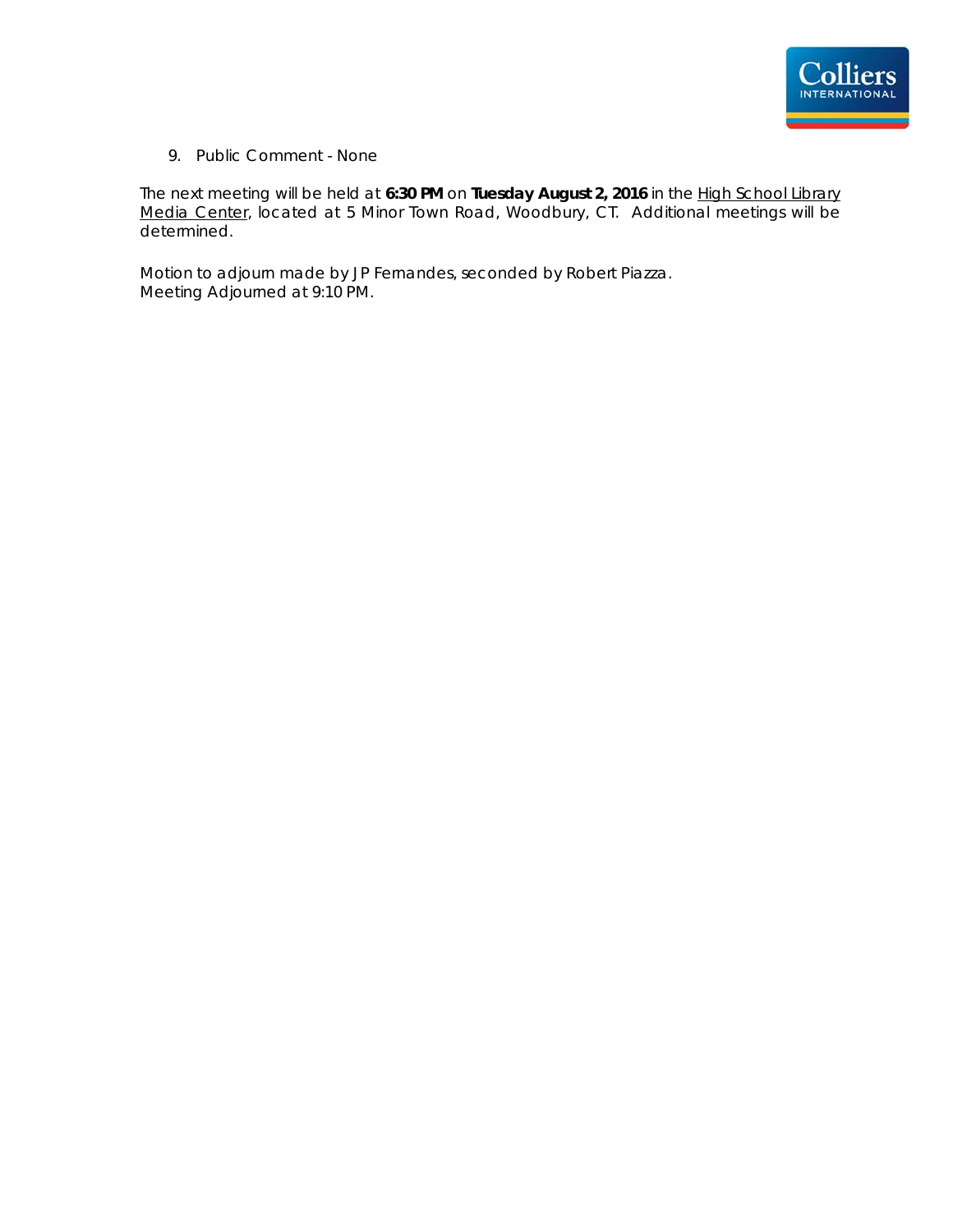9. Public Comment - None

The next meeting will be held at **6:30 PM** on **Tuesday August 2, 2016** in the High School Library Media Center, located at 5 Minor Town Road, Woodbury, CT. Additional meetings will be determined.

Motion to adjourn made by JP Fernandes, seconded by Robert Piazza.
Meeting Adjourned at 9:10 PM.